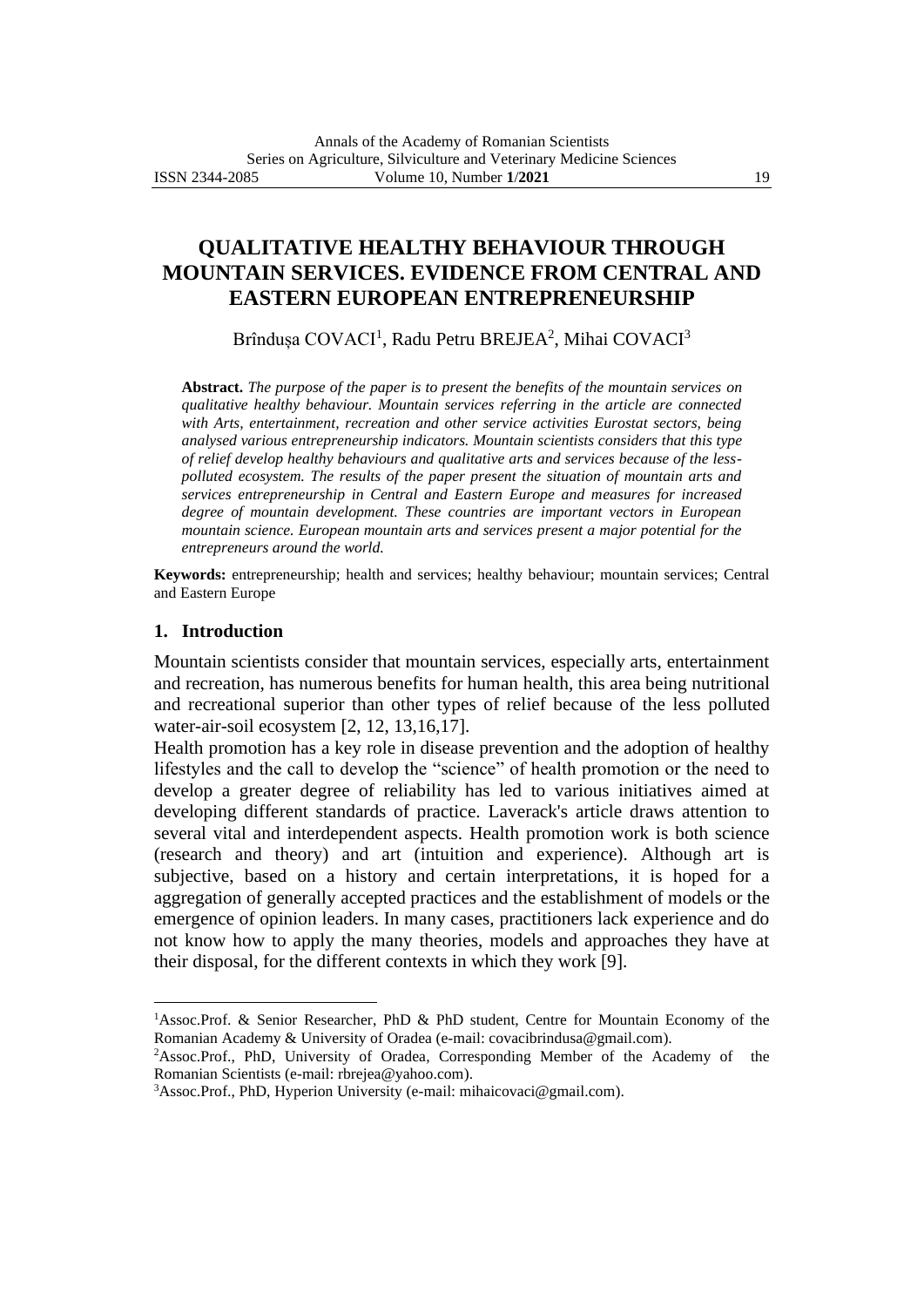# QUALITATIVE HEALTHY BEHAVIOUR THROUGH MOUNTAIN SERVICES. EVIDENCE FROM CENTRAL AND EASTERN EUROPEAN ENTREPRENEURSHIP

Brîndușa COVACI[1], Radu Petru BREJEA[2], Mihai COVACI[3]

**Abstract.** *The purpose of the paper is to present the benefits of the mountain services on qualitative healthy behaviour. Mountain services referring in the article are connected with Arts, entertainment, recreation and other service activities Eurostat sectors, being analysed various entrepreneurship indicators. Mountain scientists considers that this type of relief develop healthy behaviours and qualitative arts and services because of the less-polluted ecosystem. The results of the paper present the situation of mountain arts and services entrepreneurship in Central and Eastern Europe and measures for increased degree of mountain development. These countries are important vectors in European mountain science. European mountain arts and services present a major potential for the entrepreneurs around the world.*

**Keywords:** entrepreneurship; health and services; healthy behaviour; mountain services; Central and Eastern Europe

## 1. Introduction

Mountain scientists consider that mountain services, especially arts, entertainment and recreation, has numerous benefits for human health, this area being nutritional and recreational superior than other types of relief because of the less polluted water-air-soil ecosystem [2, 12, 13,16,17].

Health promotion has a key role in disease prevention and the adoption of healthy lifestyles and the call to develop the "science" of health promotion or the need to develop a greater degree of reliability has led to various initiatives aimed at developing different standards of practice. Laverack's article draws attention to several vital and interdependent aspects. Health promotion work is both science (research and theory) and art (intuition and experience). Although art is subjective, based on a history and certain interpretations, it is hoped for a aggregation of generally accepted practices and the establishment of models or the emergence of opinion leaders. In many cases, practitioners lack experience and do not know how to apply the many theories, models and approaches they have at their disposal, for the different contexts in which they work [9].

[1]Assoc.Prof. & Senior Researcher, PhD & PhD student, Centre for Mountain Economy of the Romanian Academy & University of Oradea (e-mail: covacibrindusa@gmail.com).

[2]Assoc.Prof., PhD, University of Oradea, Corresponding Member of the Academy of the Romanian Scientists (e-mail: rbrejea@yahoo.com).

[3]Assoc.Prof., PhD, Hyperion University (e-mail: mihaicovaci@gmail.com).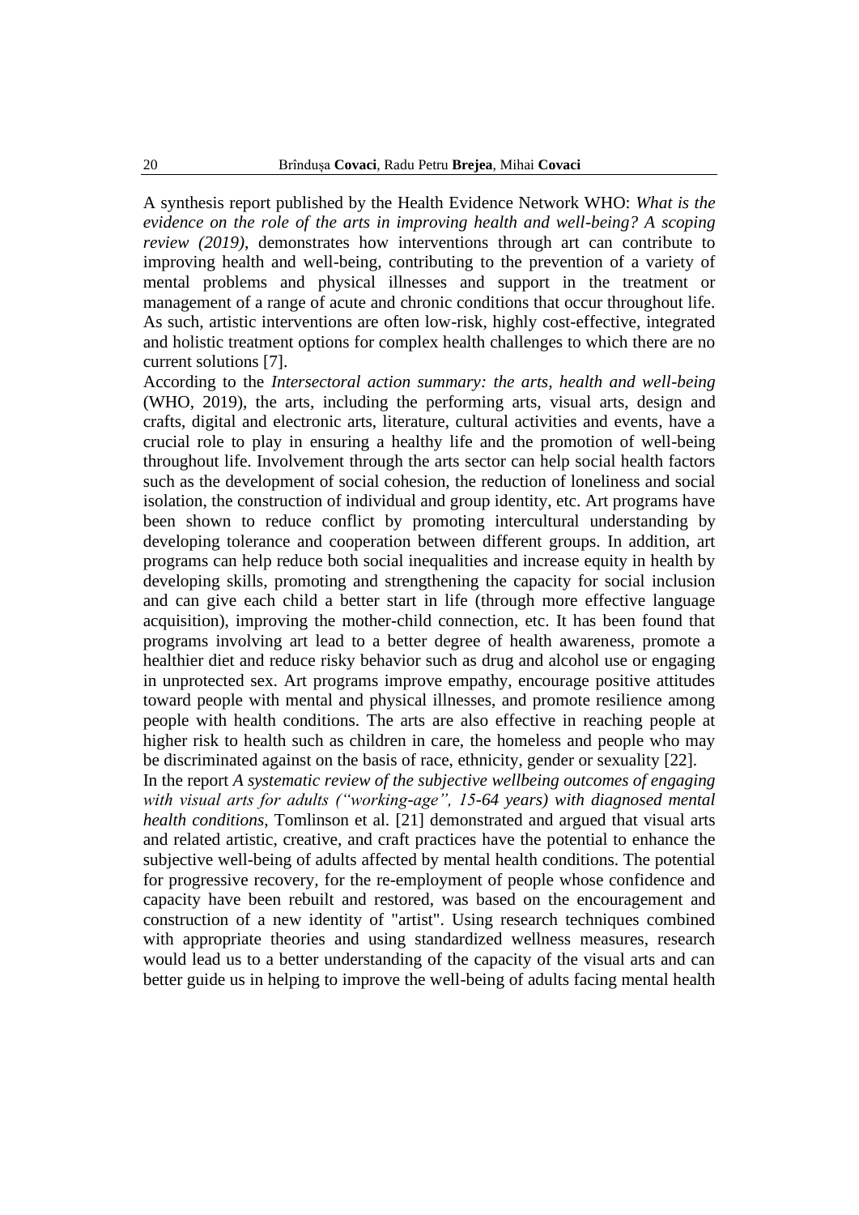A synthesis report published by the Health Evidence Network WHO: *What is the evidence on the role of the arts in improving health and well-being? A scoping review (2019)*, demonstrates how interventions through art can contribute to improving health and well-being, contributing to the prevention of a variety of mental problems and physical illnesses and support in the treatment or management of a range of acute and chronic conditions that occur throughout life. As such, artistic interventions are often low-risk, highly cost-effective, integrated and holistic treatment options for complex health challenges to which there are no current solutions [7].

According to the *Intersectoral action summary: the arts, health and well-being* (WHO, 2019), the arts, including the performing arts, visual arts, design and crafts, digital and electronic arts, literature, cultural activities and events, have a crucial role to play in ensuring a healthy life and the promotion of well-being throughout life. Involvement through the arts sector can help social health factors such as the development of social cohesion, the reduction of loneliness and social isolation, the construction of individual and group identity, etc. Art programs have been shown to reduce conflict by promoting intercultural understanding by developing tolerance and cooperation between different groups. In addition, art programs can help reduce both social inequalities and increase equity in health by developing skills, promoting and strengthening the capacity for social inclusion and can give each child a better start in life (through more effective language acquisition), improving the mother-child connection, etc. It has been found that programs involving art lead to a better degree of health awareness, promote a healthier diet and reduce risky behavior such as drug and alcohol use or engaging in unprotected sex. Art programs improve empathy, encourage positive attitudes toward people with mental and physical illnesses, and promote resilience among people with health conditions. The arts are also effective in reaching people at higher risk to health such as children in care, the homeless and people who may be discriminated against on the basis of race, ethnicity, gender or sexuality [22].

In the report *A systematic review of the subjective wellbeing outcomes of engaging with visual arts for adults ("working-age", 15-64 years) with diagnosed mental health conditions*, Tomlinson et al. [21] demonstrated and argued that visual arts and related artistic, creative, and craft practices have the potential to enhance the subjective well-being of adults affected by mental health conditions. The potential for progressive recovery, for the re-employment of people whose confidence and capacity have been rebuilt and restored, was based on the encouragement and construction of a new identity of "artist". Using research techniques combined with appropriate theories and using standardized wellness measures, research would lead us to a better understanding of the capacity of the visual arts and can better guide us in helping to improve the well-being of adults facing mental health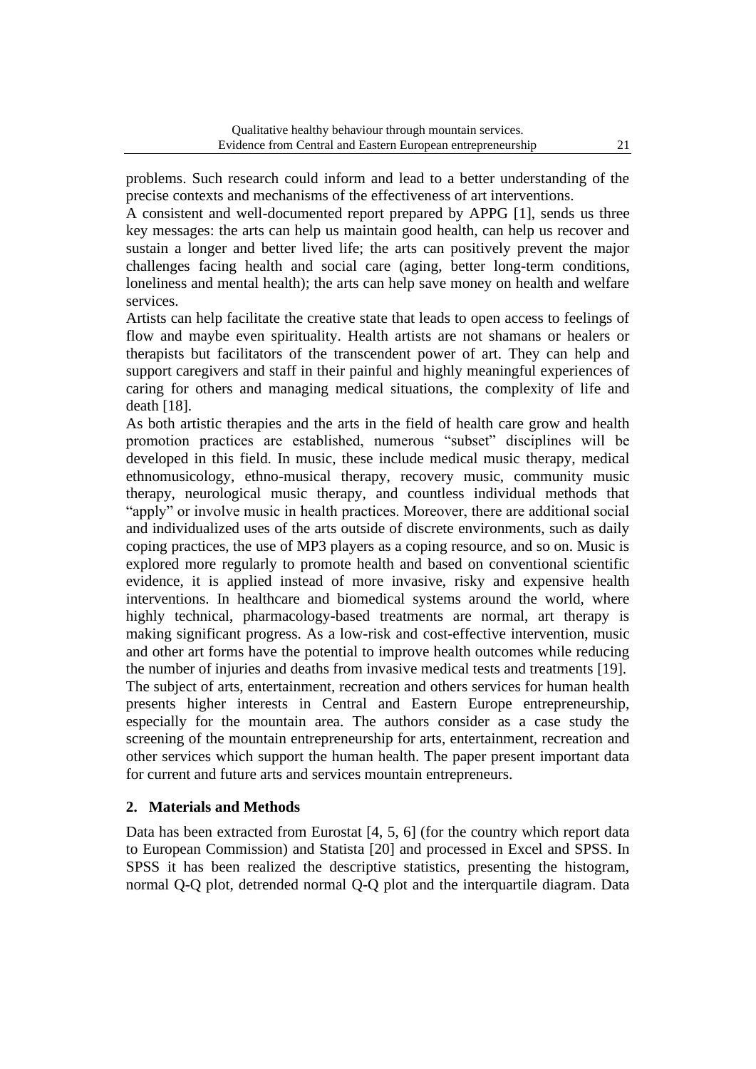problems. Such research could inform and lead to a better understanding of the precise contexts and mechanisms of the effectiveness of art interventions.

A consistent and well-documented report prepared by APPG [1], sends us three key messages: the arts can help us maintain good health, can help us recover and sustain a longer and better lived life; the arts can positively prevent the major challenges facing health and social care (aging, better long-term conditions, loneliness and mental health); the arts can help save money on health and welfare services.

Artists can help facilitate the creative state that leads to open access to feelings of flow and maybe even spirituality. Health artists are not shamans or healers or therapists but facilitators of the transcendent power of art. They can help and support caregivers and staff in their painful and highly meaningful experiences of caring for others and managing medical situations, the complexity of life and death [18].

As both artistic therapies and the arts in the field of health care grow and health promotion practices are established, numerous "subset" disciplines will be developed in this field. In music, these include medical music therapy, medical ethnomusicology, ethno-musical therapy, recovery music, community music therapy, neurological music therapy, and countless individual methods that "apply" or involve music in health practices. Moreover, there are additional social and individualized uses of the arts outside of discrete environments, such as daily coping practices, the use of MP3 players as a coping resource, and so on. Music is explored more regularly to promote health and based on conventional scientific evidence, it is applied instead of more invasive, risky and expensive health interventions. In healthcare and biomedical systems around the world, where highly technical, pharmacology-based treatments are normal, art therapy is making significant progress. As a low-risk and cost-effective intervention, music and other art forms have the potential to improve health outcomes while reducing the number of injuries and deaths from invasive medical tests and treatments [19].

The subject of arts, entertainment, recreation and others services for human health presents higher interests in Central and Eastern Europe entrepreneurship, especially for the mountain area. The authors consider as a case study the screening of the mountain entrepreneurship for arts, entertainment, recreation and other services which support the human health. The paper present important data for current and future arts and services mountain entrepreneurs.

## 2. Materials and Methods

Data has been extracted from Eurostat [4, 5, 6] (for the country which report data to European Commission) and Statista [20] and processed in Excel and SPSS. In SPSS it has been realized the descriptive statistics, presenting the histogram, normal Q-Q plot, detrended normal Q-Q plot and the interquartile diagram. Data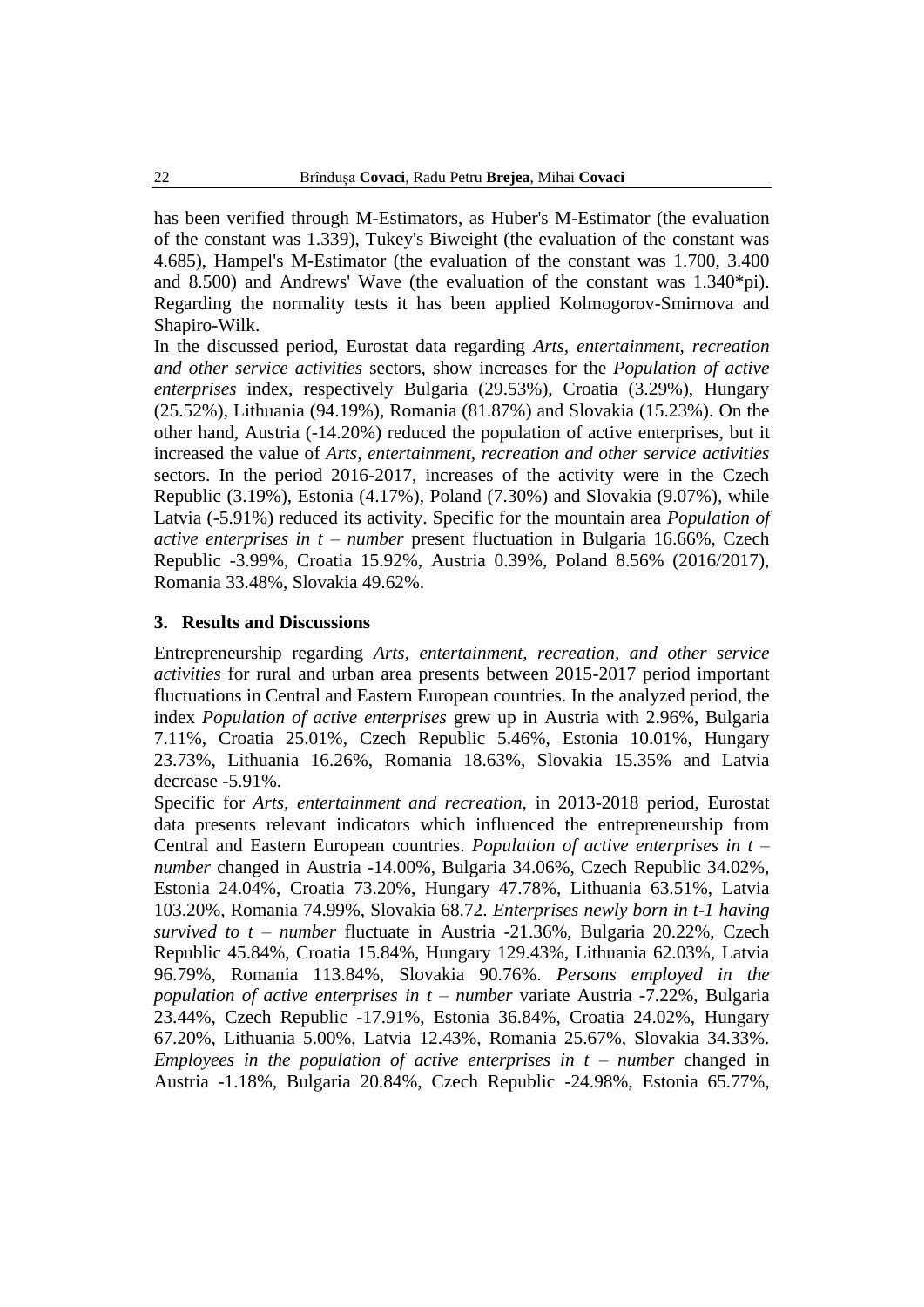has been verified through M-Estimators, as Huber's M-Estimator (the evaluation of the constant was 1.339), Tukey's Biweight (the evaluation of the constant was 4.685), Hampel's M-Estimator (the evaluation of the constant was 1.700, 3.400 and 8.500) and Andrews' Wave (the evaluation of the constant was 1.340*pi). Regarding the normality tests it has been applied Kolmogorov-Smirnova and Shapiro-Wilk.

In the discussed period, Eurostat data regarding *Arts, entertainment, recreation and other service activities* sectors, show increases for the *Population of active enterprises* index, respectively Bulgaria (29.53%), Croatia (3.29%), Hungary (25.52%), Lithuania (94.19%), Romania (81.87%) and Slovakia (15.23%). On the other hand, Austria (-14.20%) reduced the population of active enterprises, but it increased the value of *Arts, entertainment, recreation and other service activities* sectors. In the period 2016-2017, increases of the activity were in the Czech Republic (3.19%), Estonia (4.17%), Poland (7.30%) and Slovakia (9.07%), while Latvia (-5.91%) reduced its activity. Specific for the mountain area *Population of active enterprises in t – number* present fluctuation in Bulgaria 16.66%, Czech Republic -3.99%, Croatia 15.92%, Austria 0.39%, Poland 8.56% (2016/2017), Romania 33.48%, Slovakia 49.62%.

## 3. Results and Discussions

Entrepreneurship regarding *Arts, entertainment, recreation, and other service activities* for rural and urban area presents between 2015-2017 period important fluctuations in Central and Eastern European countries. In the analyzed period, the index *Population of active enterprises* grew up in Austria with 2.96%, Bulgaria 7.11%, Croatia 25.01%, Czech Republic 5.46%, Estonia 10.01%, Hungary 23.73%, Lithuania 16.26%, Romania 18.63%, Slovakia 15.35% and Latvia decrease -5.91%.

Specific for *Arts, entertainment and recreation*, in 2013-2018 period, Eurostat data presents relevant indicators which influenced the entrepreneurship from Central and Eastern European countries. *Population of active enterprises in t – number* changed in Austria -14.00%, Bulgaria 34.06%, Czech Republic 34.02%, Estonia 24.04%, Croatia 73.20%, Hungary 47.78%, Lithuania 63.51%, Latvia 103.20%, Romania 74.99%, Slovakia 68.72. *Enterprises newly born in t-1 having survived to t – number* fluctuate in Austria -21.36%, Bulgaria 20.22%, Czech Republic 45.84%, Croatia 15.84%, Hungary 129.43%, Lithuania 62.03%, Latvia 96.79%, Romania 113.84%, Slovakia 90.76%. *Persons employed in the population of active enterprises in t – number* variate Austria -7.22%, Bulgaria 23.44%, Czech Republic -17.91%, Estonia 36.84%, Croatia 24.02%, Hungary 67.20%, Lithuania 5.00%, Latvia 12.43%, Romania 25.67%, Slovakia 34.33%. *Employees in the population of active enterprises in t – number* changed in Austria -1.18%, Bulgaria 20.84%, Czech Republic -24.98%, Estonia 65.77%,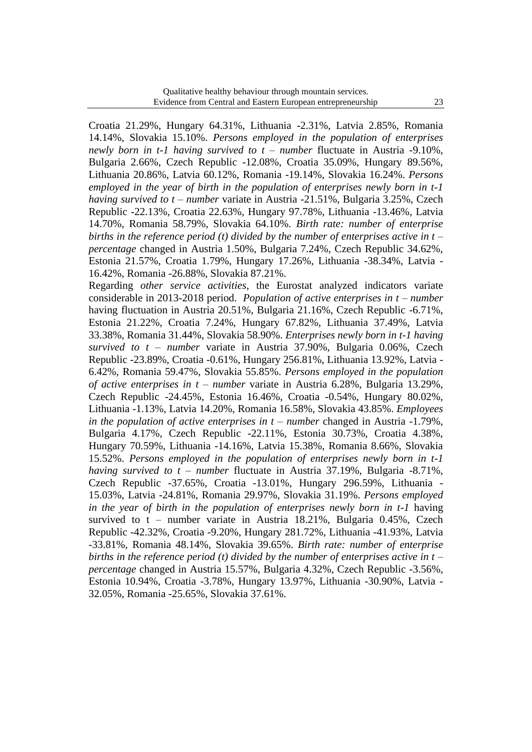Croatia 21.29%, Hungary 64.31%, Lithuania -2.31%, Latvia 2.85%, Romania 14.14%, Slovakia 15.10%. *Persons employed in the population of enterprises newly born in t-1 having survived to t – number* fluctuate in Austria -9.10%, Bulgaria 2.66%, Czech Republic -12.08%, Croatia 35.09%, Hungary 89.56%, Lithuania 20.86%, Latvia 60.12%, Romania -19.14%, Slovakia 16.24%. *Persons employed in the year of birth in the population of enterprises newly born in t-1 having survived to t – number* variate in Austria -21.51%, Bulgaria 3.25%, Czech Republic -22.13%, Croatia 22.63%, Hungary 97.78%, Lithuania -13.46%, Latvia 14.70%, Romania 58.79%, Slovakia 64.10%. *Birth rate: number of enterprise births in the reference period (t) divided by the number of enterprises active in t – percentage* changed in Austria 1.50%, Bulgaria 7.24%, Czech Republic 34.62%, Estonia 21.57%, Croatia 1.79%, Hungary 17.26%, Lithuania -38.34%, Latvia -16.42%, Romania -26.88%, Slovakia 87.21%.

Regarding *other service activities*, the Eurostat analyzed indicators variate considerable in 2013-2018 period. *Population of active enterprises in t – number* having fluctuation in Austria 20.51%, Bulgaria 21.16%, Czech Republic -6.71%, Estonia 21.22%, Croatia 7.24%, Hungary 67.82%, Lithuania 37.49%, Latvia 33.38%, Romania 31.44%, Slovakia 58.90%. *Enterprises newly born in t-1 having survived to t – number* variate in Austria 37.90%, Bulgaria 0.06%, Czech Republic -23.89%, Croatia -0.61%, Hungary 256.81%, Lithuania 13.92%, Latvia -6.42%, Romania 59.47%, Slovakia 55.85%. *Persons employed in the population of active enterprises in t – number* variate in Austria 6.28%, Bulgaria 13.29%, Czech Republic -24.45%, Estonia 16.46%, Croatia -0.54%, Hungary 80.02%, Lithuania -1.13%, Latvia 14.20%, Romania 16.58%, Slovakia 43.85%. *Employees in the population of active enterprises in t – number* changed in Austria -1.79%, Bulgaria 4.17%, Czech Republic -22.11%, Estonia 30.73%, Croatia 4.38%, Hungary 70.59%, Lithuania -14.16%, Latvia 15.38%, Romania 8.66%, Slovakia 15.52%. *Persons employed in the population of enterprises newly born in t-1 having survived to t – number* fluctuate in Austria 37.19%, Bulgaria -8.71%, Czech Republic -37.65%, Croatia -13.01%, Hungary 296.59%, Lithuania -15.03%, Latvia -24.81%, Romania 29.97%, Slovakia 31.19%. *Persons employed in the year of birth in the population of enterprises newly born in t-1* having survived to t – number variate in Austria 18.21%, Bulgaria 0.45%, Czech Republic -42.32%, Croatia -9.20%, Hungary 281.72%, Lithuania -41.93%, Latvia -33.81%, Romania 48.14%, Slovakia 39.65%. *Birth rate: number of enterprise births in the reference period (t) divided by the number of enterprises active in t – percentage* changed in Austria 15.57%, Bulgaria 4.32%, Czech Republic -3.56%, Estonia 10.94%, Croatia -3.78%, Hungary 13.97%, Lithuania -30.90%, Latvia -32.05%, Romania -25.65%, Slovakia 37.61%.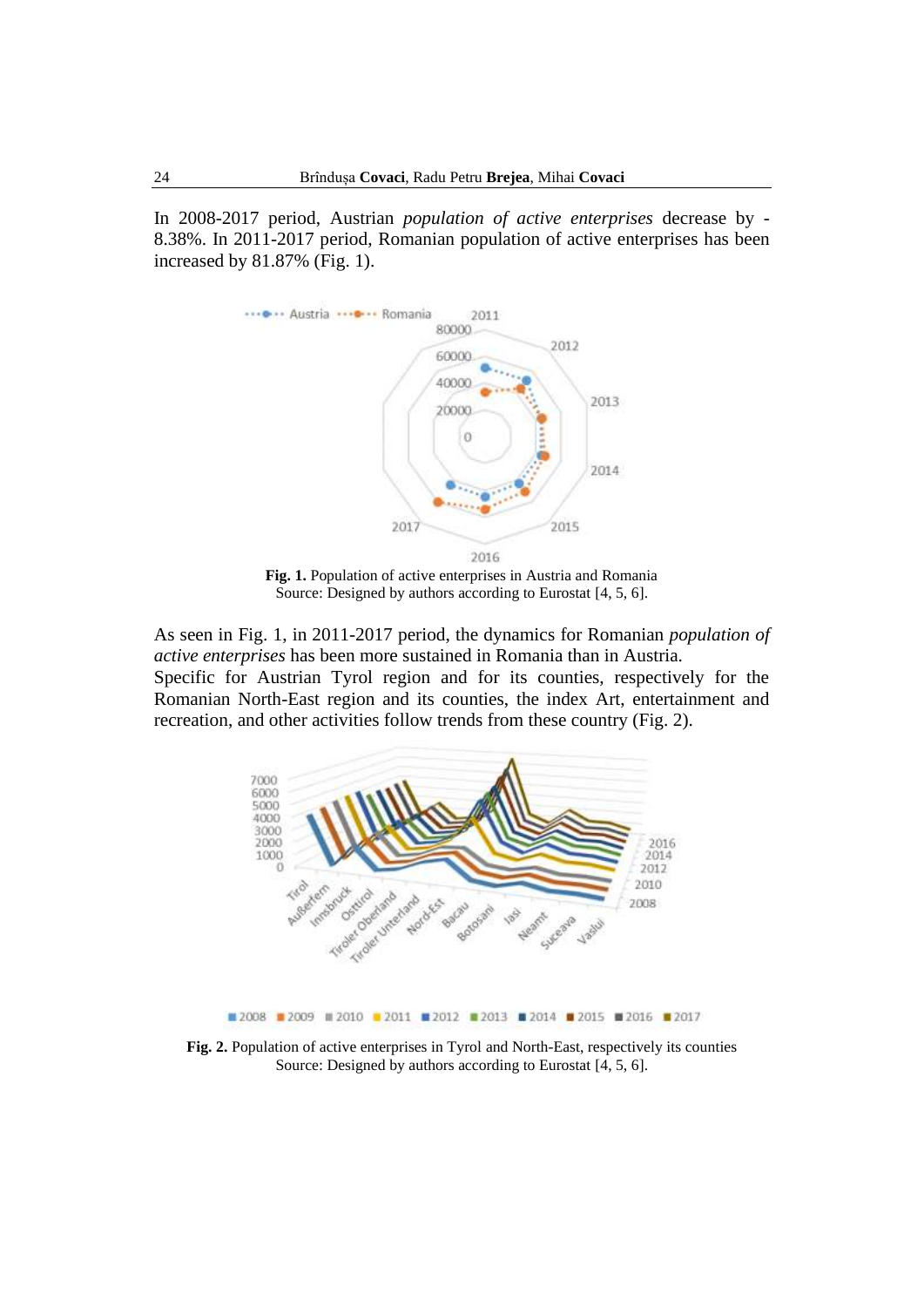In 2008-2017 period, Austrian *population of active enterprises* decrease by -8.38%. In 2011-2017 period, Romanian population of active enterprises has been increased by 81.87% (Fig. 1).

**Fig. 1.** Population of active enterprises in Austria and Romania
Source: Designed by authors according to Eurostat [4, 5, 6].

As seen in Fig. 1, in 2011-2017 period, the dynamics for Romanian *population of active enterprises* has been more sustained in Romania than in Austria.
Specific for Austrian Tyrol region and for its counties, respectively for the Romanian North-East region and its counties, the index Art, entertainment and recreation, and other activities follow trends from these country (Fig. 2).

**Fig. 2.** Population of active enterprises in Tyrol and North-East, respectively its counties
Source: Designed by authors according to Eurostat [4, 5, 6].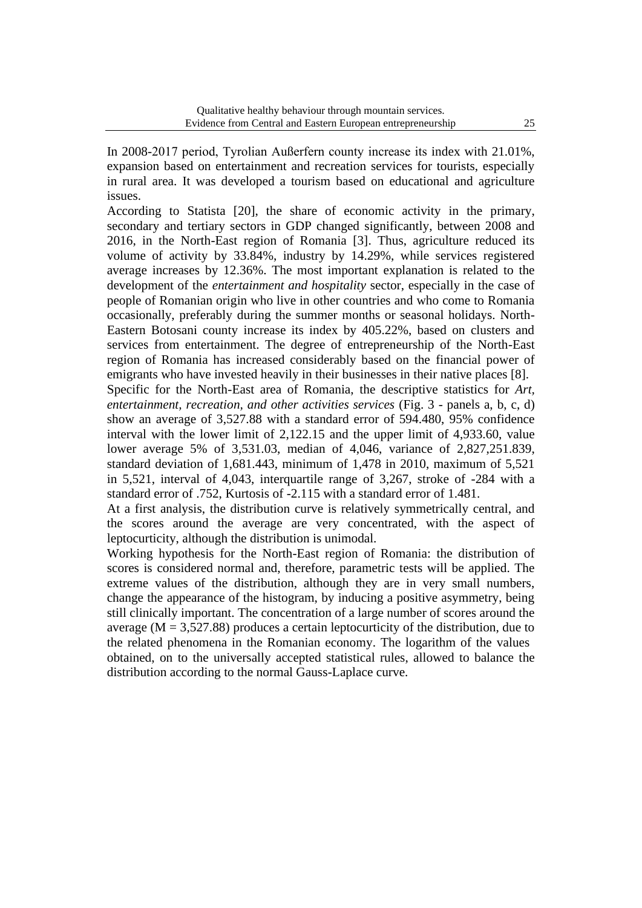In 2008-2017 period, Tyrolian Außerfern county increase its index with 21.01%, expansion based on entertainment and recreation services for tourists, especially in rural area. It was developed a tourism based on educational and agriculture issues.

According to Statista [20], the share of economic activity in the primary, secondary and tertiary sectors in GDP changed significantly, between 2008 and 2016, in the North-East region of Romania [3]. Thus, agriculture reduced its volume of activity by 33.84%, industry by 14.29%, while services registered average increases by 12.36%. The most important explanation is related to the development of the *entertainment and hospitality* sector, especially in the case of people of Romanian origin who live in other countries and who come to Romania occasionally, preferably during the summer months or seasonal holidays. North-Eastern Botosani county increase its index by 405.22%, based on clusters and services from entertainment. The degree of entrepreneurship of the North-East region of Romania has increased considerably based on the financial power of emigrants who have invested heavily in their businesses in their native places [8].

Specific for the North-East area of Romania, the descriptive statistics for *Art, entertainment, recreation, and other activities services* (Fig. 3 - panels a, b, c, d) show an average of 3,527.88 with a standard error of 594.480, 95% confidence interval with the lower limit of 2,122.15 and the upper limit of 4,933.60, value lower average 5% of 3,531.03, median of 4,046, variance of 2,827,251.839, standard deviation of 1,681.443, minimum of 1,478 in 2010, maximum of 5,521 in 5,521, interval of 4,043, interquartile range of 3,267, stroke of -284 with a standard error of .752, Kurtosis of -2.115 with a standard error of 1.481.

At a first analysis, the distribution curve is relatively symmetrically central, and the scores around the average are very concentrated, with the aspect of leptocurticity, although the distribution is unimodal.

Working hypothesis for the North-East region of Romania: the distribution of scores is considered normal and, therefore, parametric tests will be applied. The extreme values of the distribution, although they are in very small numbers, change the appearance of the histogram, by inducing a positive asymmetry, being still clinically important. The concentration of a large number of scores around the average (M = 3,527.88) produces a certain leptocurticity of the distribution, due to the related phenomena in the Romanian economy. The logarithm of the values obtained, on to the universally accepted statistical rules, allowed to balance the distribution according to the normal Gauss-Laplace curve.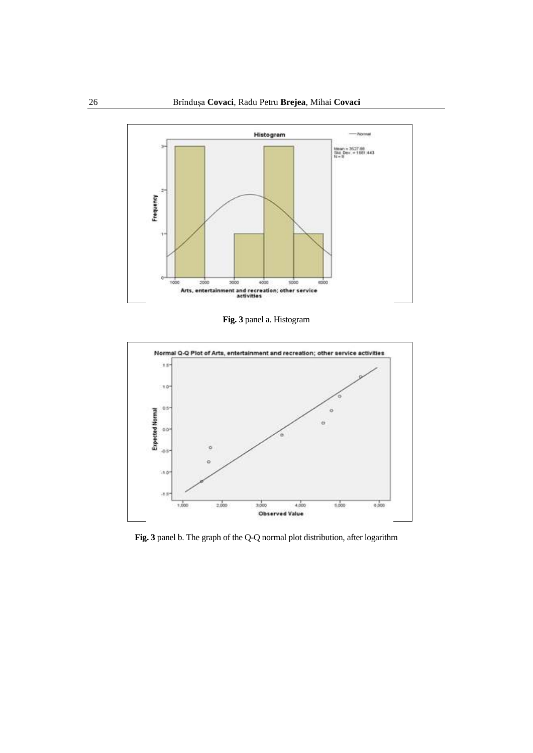**Fig. 3** panel a. Histogram

**Fig. 3** panel b. The graph of the Q-Q normal plot distribution, after logarithm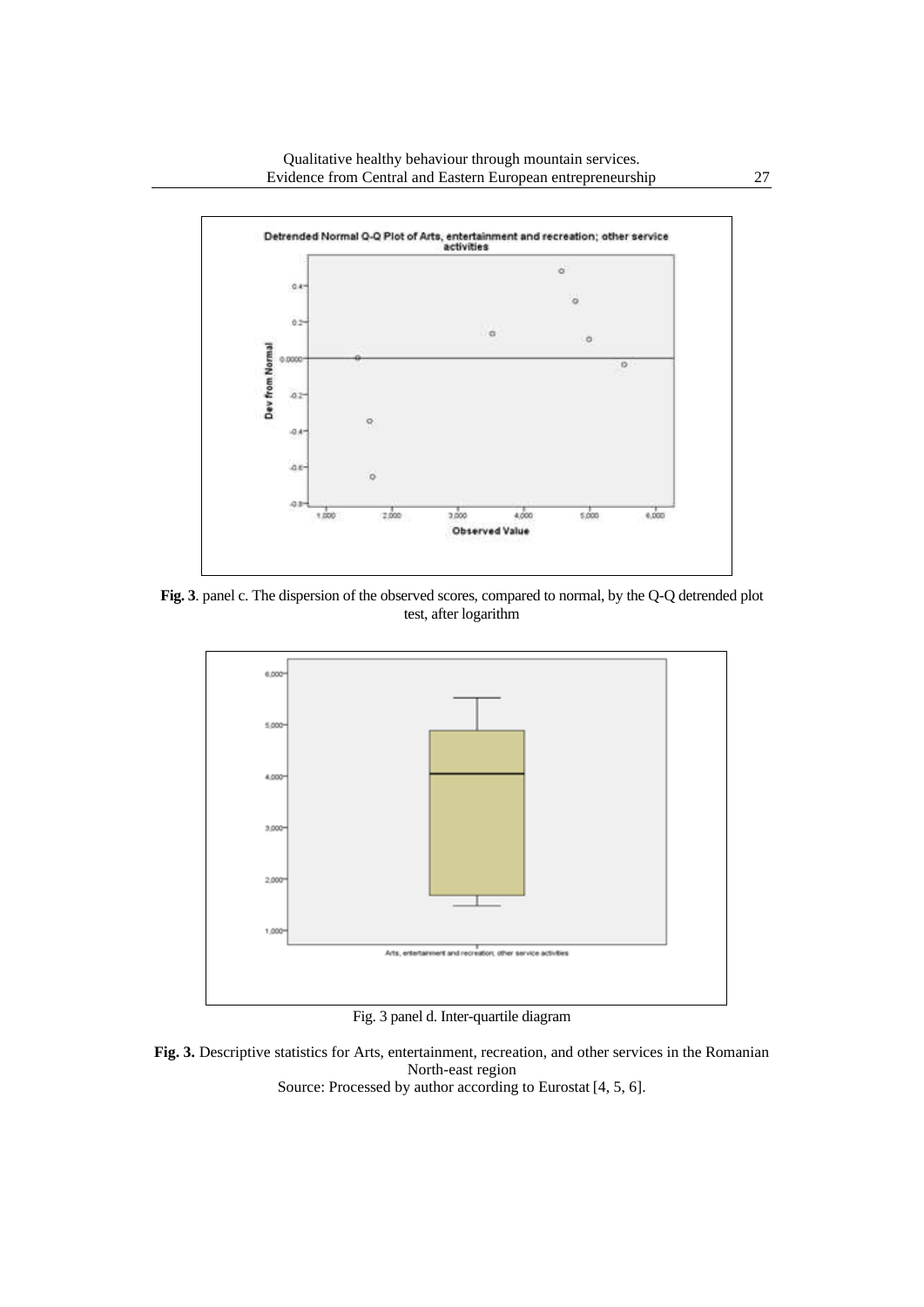**Fig. 3**. panel c. The dispersion of the observed scores, compared to normal, by the Q-Q detrended plot test, after logarithm

Fig. 3 panel d. Inter-quartile diagram

**Fig. 3.** Descriptive statistics for Arts, entertainment, recreation, and other services in the Romanian North-east region
Source: Processed by author according to Eurostat [4, 5, 6].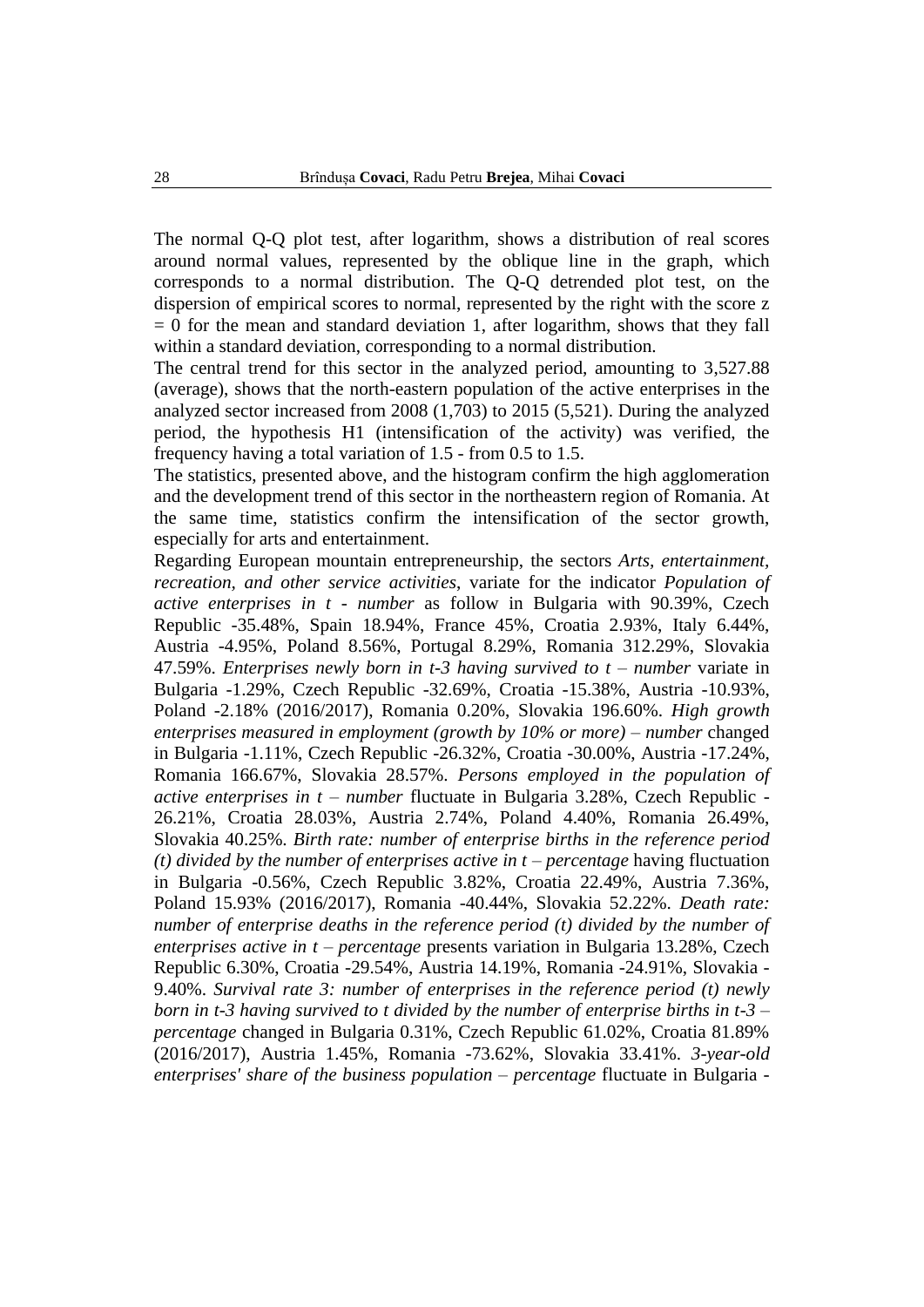The normal Q-Q plot test, after logarithm, shows a distribution of real scores around normal values, represented by the oblique line in the graph, which corresponds to a normal distribution. The Q-Q detrended plot test, on the dispersion of empirical scores to normal, represented by the right with the score z = 0 for the mean and standard deviation 1, after logarithm, shows that they fall within a standard deviation, corresponding to a normal distribution.

The central trend for this sector in the analyzed period, amounting to 3,527.88 (average), shows that the north-eastern population of the active enterprises in the analyzed sector increased from 2008 (1,703) to 2015 (5,521). During the analyzed period, the hypothesis H1 (intensification of the activity) was verified, the frequency having a total variation of 1.5 - from 0.5 to 1.5.

The statistics, presented above, and the histogram confirm the high agglomeration and the development trend of this sector in the northeastern region of Romania. At the same time, statistics confirm the intensification of the sector growth, especially for arts and entertainment.

Regarding European mountain entrepreneurship, the sectors *Arts, entertainment, recreation, and other service activities*, variate for the indicator *Population of active enterprises in t - number* as follow in Bulgaria with 90.39%, Czech Republic -35.48%, Spain 18.94%, France 45%, Croatia 2.93%, Italy 6.44%, Austria -4.95%, Poland 8.56%, Portugal 8.29%, Romania 312.29%, Slovakia 47.59%. *Enterprises newly born in t-3 having survived to t – number* variate in Bulgaria -1.29%, Czech Republic -32.69%, Croatia -15.38%, Austria -10.93%, Poland -2.18% (2016/2017), Romania 0.20%, Slovakia 196.60%. *High growth enterprises measured in employment (growth by 10% or more) – number* changed in Bulgaria -1.11%, Czech Republic -26.32%, Croatia -30.00%, Austria -17.24%, Romania 166.67%, Slovakia 28.57%. *Persons employed in the population of active enterprises in t – number* fluctuate in Bulgaria 3.28%, Czech Republic -26.21%, Croatia 28.03%, Austria 2.74%, Poland 4.40%, Romania 26.49%, Slovakia 40.25%. *Birth rate: number of enterprise births in the reference period (t) divided by the number of enterprises active in t – percentage* having fluctuation in Bulgaria -0.56%, Czech Republic 3.82%, Croatia 22.49%, Austria 7.36%, Poland 15.93% (2016/2017), Romania -40.44%, Slovakia 52.22%. *Death rate: number of enterprise deaths in the reference period (t) divided by the number of enterprises active in t – percentage* presents variation in Bulgaria 13.28%, Czech Republic 6.30%, Croatia -29.54%, Austria 14.19%, Romania -24.91%, Slovakia -9.40%. *Survival rate 3: number of enterprises in the reference period (t) newly born in t-3 having survived to t divided by the number of enterprise births in t-3 – percentage* changed in Bulgaria 0.31%, Czech Republic 61.02%, Croatia 81.89% (2016/2017), Austria 1.45%, Romania -73.62%, Slovakia 33.41%. *3-year-old enterprises' share of the business population – percentage* fluctuate in Bulgaria -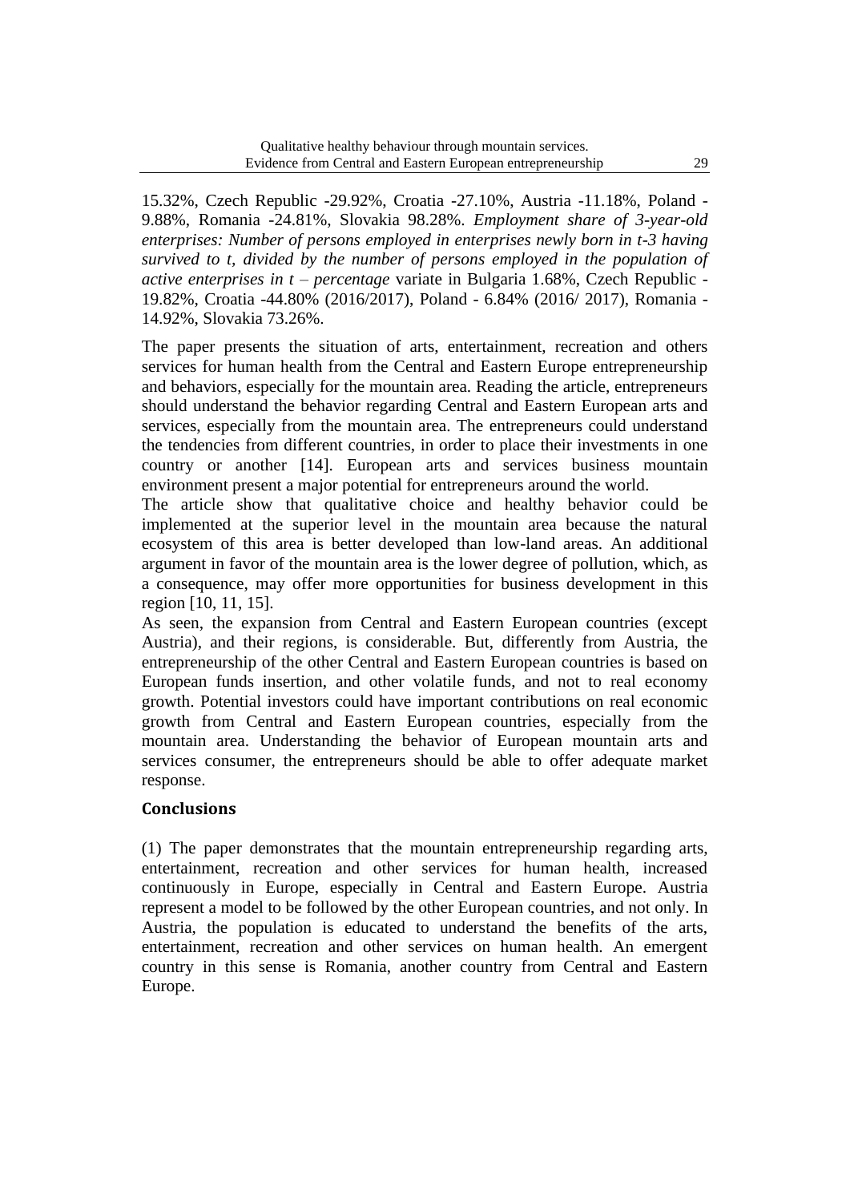15.32%, Czech Republic -29.92%, Croatia -27.10%, Austria -11.18%, Poland -9.88%, Romania -24.81%, Slovakia 98.28%. *Employment share of 3-year-old enterprises: Number of persons employed in enterprises newly born in t-3 having survived to t, divided by the number of persons employed in the population of active enterprises in t – percentage* variate in Bulgaria 1.68%, Czech Republic -19.82%, Croatia -44.80% (2016/2017), Poland - 6.84% (2016/ 2017), Romania -14.92%, Slovakia 73.26%.

The paper presents the situation of arts, entertainment, recreation and others services for human health from the Central and Eastern Europe entrepreneurship and behaviors, especially for the mountain area. Reading the article, entrepreneurs should understand the behavior regarding Central and Eastern European arts and services, especially from the mountain area. The entrepreneurs could understand the tendencies from different countries, in order to place their investments in one country or another [14]. European arts and services business mountain environment present a major potential for entrepreneurs around the world.

The article show that qualitative choice and healthy behavior could be implemented at the superior level in the mountain area because the natural ecosystem of this area is better developed than low-land areas. An additional argument in favor of the mountain area is the lower degree of pollution, which, as a consequence, may offer more opportunities for business development in this region [10, 11, 15].

As seen, the expansion from Central and Eastern European countries (except Austria), and their regions, is considerable. But, differently from Austria, the entrepreneurship of the other Central and Eastern European countries is based on European funds insertion, and other volatile funds, and not to real economy growth. Potential investors could have important contributions on real economic growth from Central and Eastern European countries, especially from the mountain area. Understanding the behavior of European mountain arts and services consumer, the entrepreneurs should be able to offer adequate market response.

## Conclusions

(1) The paper demonstrates that the mountain entrepreneurship regarding arts, entertainment, recreation and other services for human health, increased continuously in Europe, especially in Central and Eastern Europe. Austria represent a model to be followed by the other European countries, and not only. In Austria, the population is educated to understand the benefits of the arts, entertainment, recreation and other services on human health. An emergent country in this sense is Romania, another country from Central and Eastern Europe.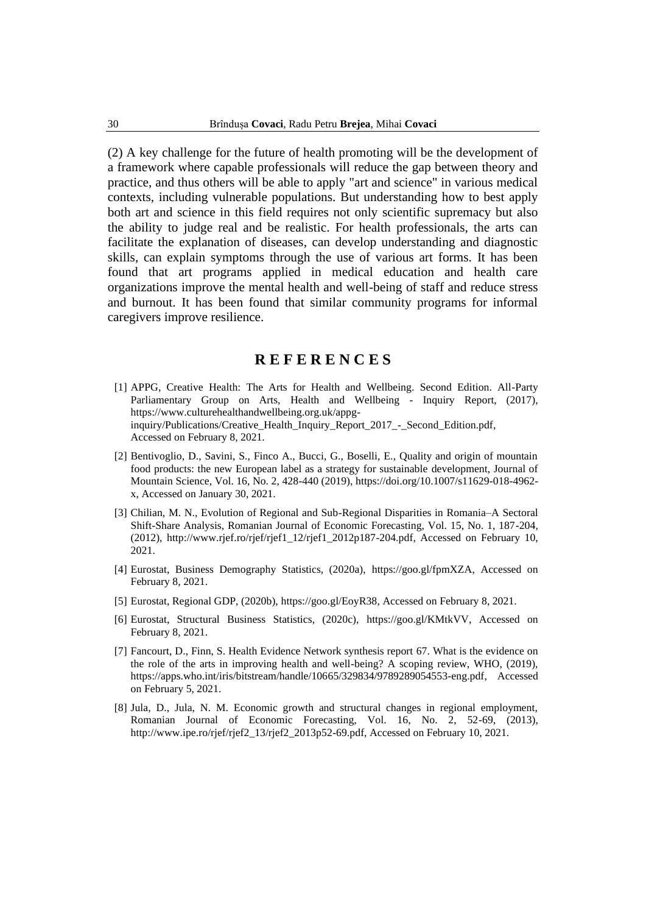(2) A key challenge for the future of health promoting will be the development of a framework where capable professionals will reduce the gap between theory and practice, and thus others will be able to apply "art and science" in various medical contexts, including vulnerable populations. But understanding how to best apply both art and science in this field requires not only scientific supremacy but also the ability to judge real and be realistic. For health professionals, the arts can facilitate the explanation of diseases, can develop understanding and diagnostic skills, can explain symptoms through the use of various art forms. It has been found that art programs applied in medical education and health care organizations improve the mental health and well-being of staff and reduce stress and burnout. It has been found that similar community programs for informal caregivers improve resilience.

## R E F E R E N C E S

[1] APPG, Creative Health: The Arts for Health and Wellbeing. Second Edition. All-Party Parliamentary Group on Arts, Health and Wellbeing - Inquiry Report, (2017), https://www.culturehealthandwellbeing.org.uk/appg-inquiry/Publications/Creative_Health_Inquiry_Report_2017_-_Second_Edition.pdf, Accessed on February 8, 2021.

[2] Bentivoglio, D., Savini, S., Finco A., Bucci, G., Boselli, E., Quality and origin of mountain food products: the new European label as a strategy for sustainable development, Journal of Mountain Science, Vol. 16, No. 2, 428-440 (2019), https://doi.org/10.1007/s11629-018-4962-x, Accessed on January 30, 2021.

[3] Chilian, M. N., Evolution of Regional and Sub-Regional Disparities in Romania–A Sectoral Shift-Share Analysis, Romanian Journal of Economic Forecasting, Vol. 15, No. 1, 187-204, (2012), http://www.rjef.ro/rjef/rjef1_12/rjef1_2012p187-204.pdf, Accessed on February 10, 2021.

[4] Eurostat, Business Demography Statistics, (2020a), https://goo.gl/fpmXZA, Accessed on February 8, 2021.

[5] Eurostat, Regional GDP, (2020b), https://goo.gl/EoyR38, Accessed on February 8, 2021.

[6] Eurostat, Structural Business Statistics, (2020c), https://goo.gl/KMtkVV, Accessed on February 8, 2021.

[7] Fancourt, D., Finn, S. Health Evidence Network synthesis report 67. What is the evidence on the role of the arts in improving health and well-being? A scoping review, WHO, (2019), https://apps.who.int/iris/bitstream/handle/10665/329834/9789289054553-eng.pdf, Accessed on February 5, 2021.

[8] Jula, D., Jula, N. M. Economic growth and structural changes in regional employment, Romanian Journal of Economic Forecasting, Vol. 16, No. 2, 52-69, (2013), http://www.ipe.ro/rjef/rjef2_13/rjef2_2013p52-69.pdf, Accessed on February 10, 2021.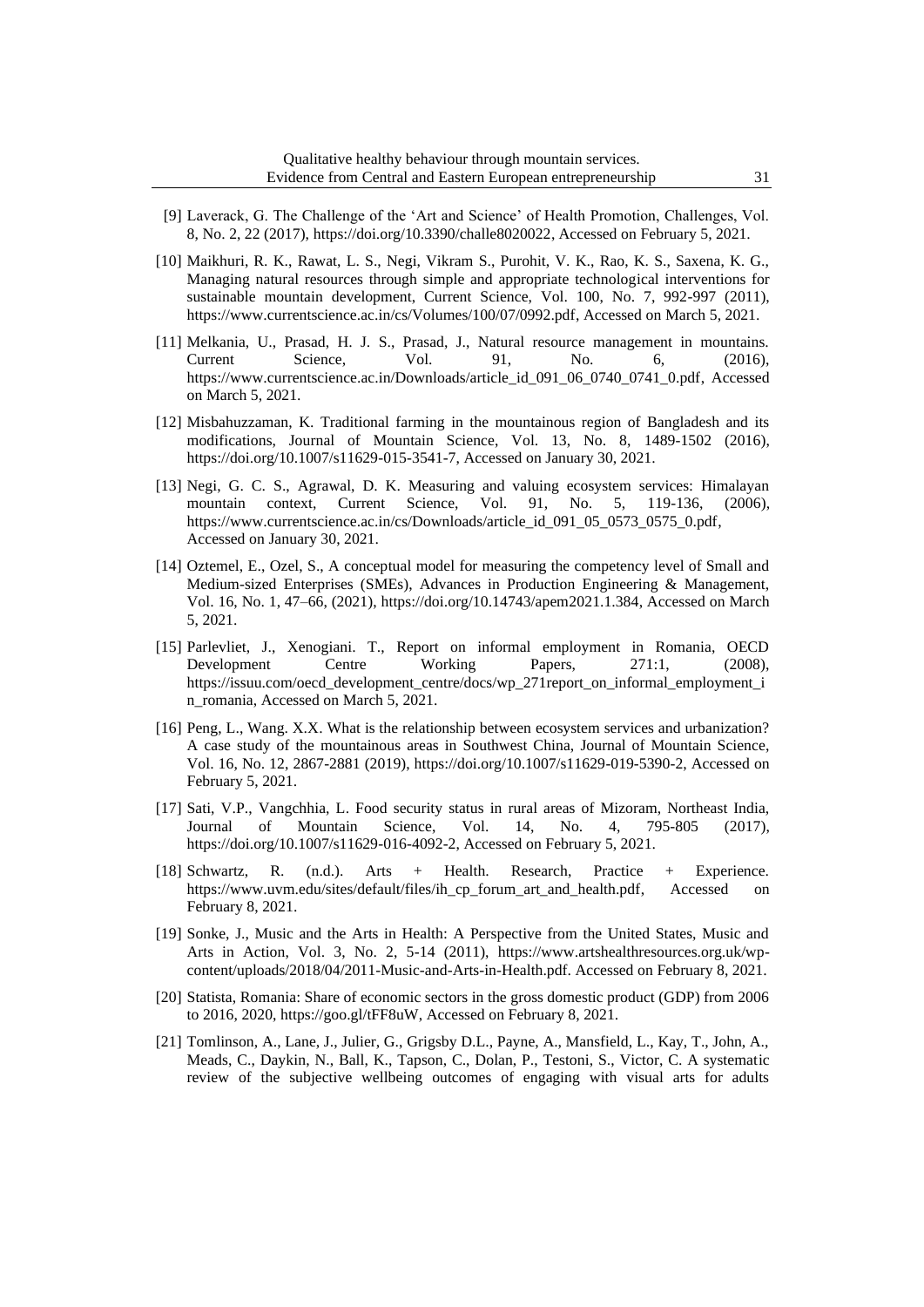[9] Laverack, G. The Challenge of the 'Art and Science' of Health Promotion, Challenges, Vol. 8, No. 2, 22 (2017), https://doi.org/10.3390/challe8020022, Accessed on February 5, 2021.

[10] Maikhuri, R. K., Rawat, L. S., Negi, Vikram S., Purohit, V. K., Rao, K. S., Saxena, K. G., Managing natural resources through simple and appropriate technological interventions for sustainable mountain development, Current Science, Vol. 100, No. 7, 992-997 (2011), https://www.currentscience.ac.in/cs/Volumes/100/07/0992.pdf, Accessed on March 5, 2021.

[11] Melkania, U., Prasad, H. J. S., Prasad, J., Natural resource management in mountains. Current Science, Vol. 91, No. 6, (2016), https://www.currentscience.ac.in/Downloads/article_id_091_06_0740_0741_0.pdf, Accessed on March 5, 2021.

[12] Misbahuzzaman, K. Traditional farming in the mountainous region of Bangladesh and its modifications, Journal of Mountain Science, Vol. 13, No. 8, 1489-1502 (2016), https://doi.org/10.1007/s11629-015-3541-7, Accessed on January 30, 2021.

[13] Negi, G. C. S., Agrawal, D. K. Measuring and valuing ecosystem services: Himalayan mountain context, Current Science, Vol. 91, No. 5, 119-136, (2006), https://www.currentscience.ac.in/cs/Downloads/article_id_091_05_0573_0575_0.pdf, Accessed on January 30, 2021.

[14] Oztemel, E., Ozel, S., A conceptual model for measuring the competency level of Small and Medium-sized Enterprises (SMEs), Advances in Production Engineering & Management, Vol. 16, No. 1, 47–66, (2021), https://doi.org/10.14743/apem2021.1.384, Accessed on March 5, 2021.

[15] Parlevliet, J., Xenogiani. T., Report on informal employment in Romania, OECD Development Centre Working Papers, 271:1, (2008), https://issuu.com/oecd_development_centre/docs/wp_271report_on_informal_employment_in_romania, Accessed on March 5, 2021.

[16] Peng, L., Wang. X.X. What is the relationship between ecosystem services and urbanization? A case study of the mountainous areas in Southwest China, Journal of Mountain Science, Vol. 16, No. 12, 2867-2881 (2019), https://doi.org/10.1007/s11629-019-5390-2, Accessed on February 5, 2021.

[17] Sati, V.P., Vangchhia, L. Food security status in rural areas of Mizoram, Northeast India, Journal of Mountain Science, Vol. 14, No. 4, 795-805 (2017), https://doi.org/10.1007/s11629-016-4092-2, Accessed on February 5, 2021.

[18] Schwartz, R. (n.d.). Arts + Health. Research, Practice + Experience. https://www.uvm.edu/sites/default/files/ih_cp_forum_art_and_health.pdf, Accessed on February 8, 2021.

[19] Sonke, J., Music and the Arts in Health: A Perspective from the United States, Music and Arts in Action, Vol. 3, No. 2, 5-14 (2011), https://www.artshealthresources.org.uk/wp-content/uploads/2018/04/2011-Music-and-Arts-in-Health.pdf. Accessed on February 8, 2021.

[20] Statista, Romania: Share of economic sectors in the gross domestic product (GDP) from 2006 to 2016, 2020, https://goo.gl/tFF8uW, Accessed on February 8, 2021.

[21] Tomlinson, A., Lane, J., Julier, G., Grigsby D.L., Payne, A., Mansfield, L., Kay, T., John, A., Meads, C., Daykin, N., Ball, K., Tapson, C., Dolan, P., Testoni, S., Victor, C. A systematic review of the subjective wellbeing outcomes of engaging with visual arts for adults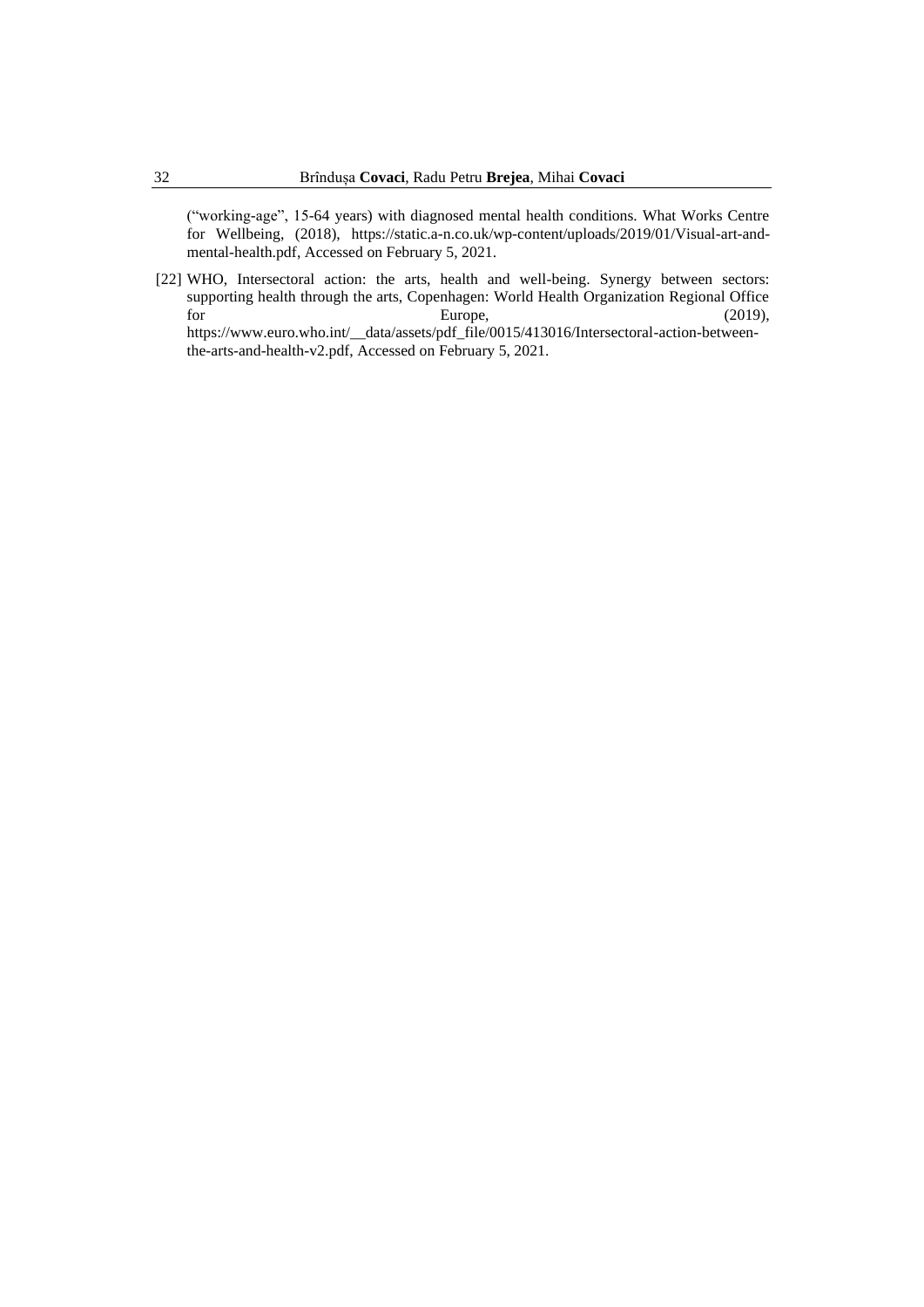("working-age", 15-64 years) with diagnosed mental health conditions. What Works Centre for Wellbeing, (2018), https://static.a-n.co.uk/wp-content/uploads/2019/01/Visual-art-and-mental-health.pdf, Accessed on February 5, 2021.

[22] WHO, Intersectoral action: the arts, health and well-being. Synergy between sectors: supporting health through the arts, Copenhagen: World Health Organization Regional Office for Europe, (2019), https://www.euro.who.int/__data/assets/pdf_file/0015/413016/Intersectoral-action-between-the-arts-and-health-v2.pdf, Accessed on February 5, 2021.